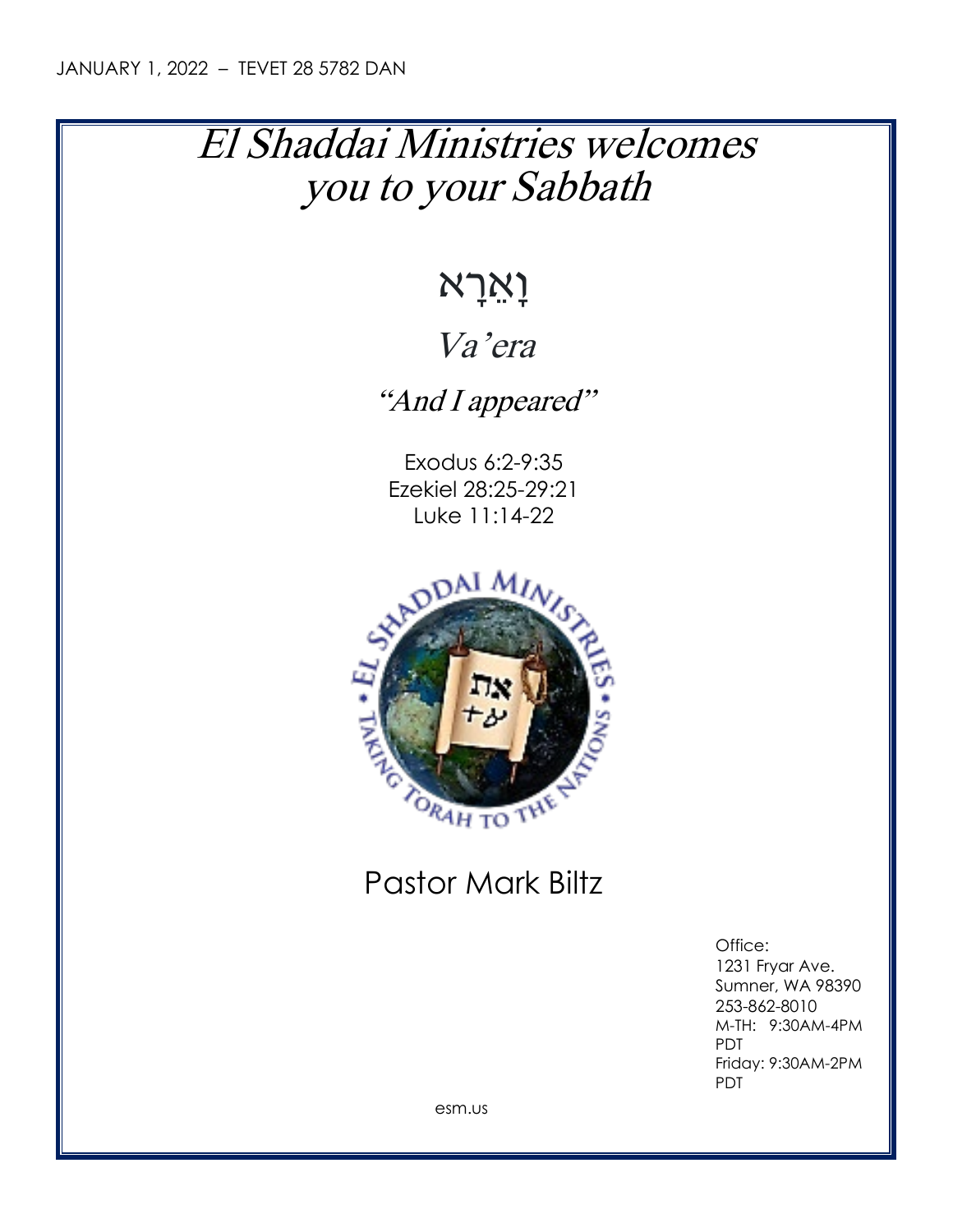JANUARY 1, 2022 – TEVET 28 5782 DAN

# *El Shaddai Ministries welcomes you to your Sabbath*

# וָאֵרָא

## *Va'era*

### *"And I appeared"*

Exodus 6:2-9:35
Ezekiel 28:25-29:21
Luke 11:14-22

Pastor Mark Biltz

Office:
1231 Fryar Ave.
Sumner, WA 98390
253-862-8010
M-TH: 9:30AM-4PM PDT
Friday: 9:30AM-2PM PDT

esm.us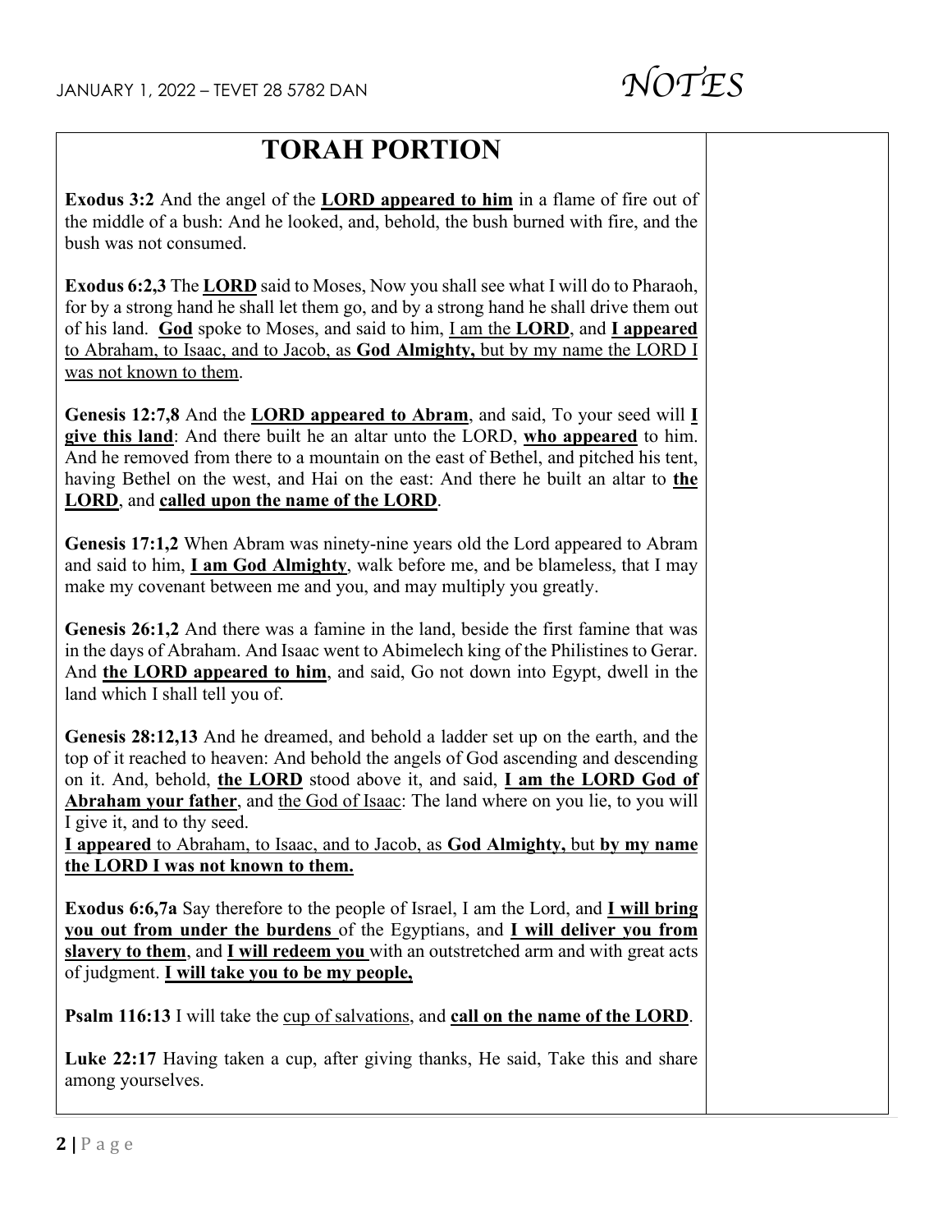# TORAH PORTION

**Exodus 3:2** And the angel of the **LORD appeared to him** in a flame of fire out of the middle of a bush: And he looked, and, behold, the bush burned with fire, and the bush was not consumed.

**Exodus 6:2,3** The **LORD** said to Moses, Now you shall see what I will do to Pharaoh, for by a strong hand he shall let them go, and by a strong hand he shall drive them out of his land. **God** spoke to Moses, and said to him, I am the **LORD**, and **I appeared** to Abraham, to Isaac, and to Jacob, as **God Almighty,** but by my name the LORD I was not known to them.

**Genesis 12:7,8** And the **LORD appeared to Abram**, and said, To your seed will **I give this land**: And there built he an altar unto the LORD, **who appeared** to him. And he removed from there to a mountain on the east of Bethel, and pitched his tent, having Bethel on the west, and Hai on the east: And there he built an altar to **the LORD**, and **called upon the name of the LORD**.

**Genesis 17:1,2** When Abram was ninety-nine years old the Lord appeared to Abram and said to him, **I am God Almighty**, walk before me, and be blameless, that I may make my covenant between me and you, and may multiply you greatly.

**Genesis 26:1,2** And there was a famine in the land, beside the first famine that was in the days of Abraham. And Isaac went to Abimelech king of the Philistines to Gerar. And **the LORD appeared to him**, and said, Go not down into Egypt, dwell in the land which I shall tell you of.

**Genesis 28:12,13** And he dreamed, and behold a ladder set up on the earth, and the top of it reached to heaven: And behold the angels of God ascending and descending on it. And, behold, **the LORD** stood above it, and said, **I am the LORD God of Abraham your father**, and the God of Isaac: The land where on you lie, to you will I give it, and to thy seed.
**I appeared** to Abraham, to Isaac, and to Jacob, as **God Almighty,** but **by my name the LORD I was not known to them.**

**Exodus 6:6,7a** Say therefore to the people of Israel, I am the Lord, and **I will bring you out from under the burdens** of the Egyptians, and **I will deliver you from slavery to them**, and **I will redeem you** with an outstretched arm and with great acts of judgment. **I will take you to be my people,**

**Psalm 116:13** I will take the cup of salvations, and **call on the name of the LORD**.

**Luke 22:17** Having taken a cup, after giving thanks, He said, Take this and share among yourselves.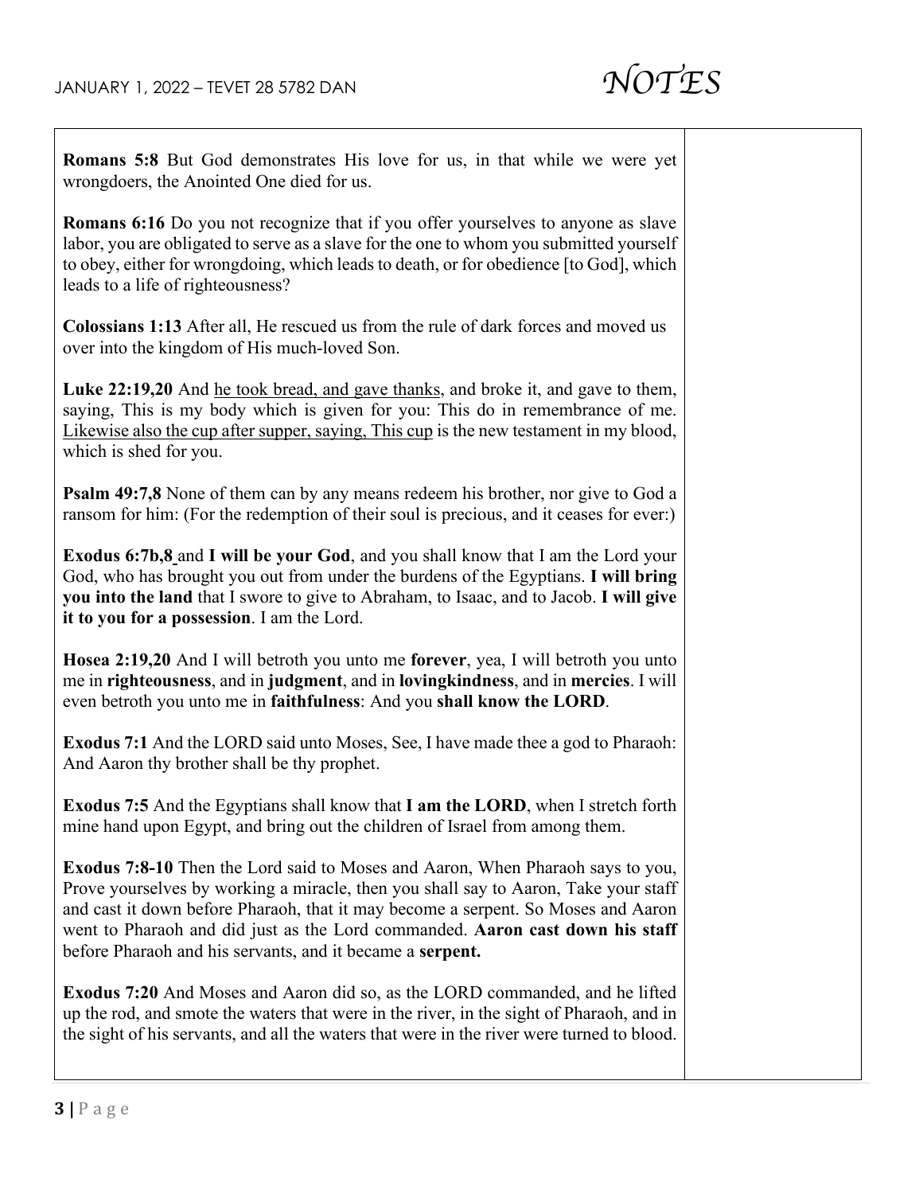**Romans 5:8** But God demonstrates His love for us, in that while we were yet wrongdoers, the Anointed One died for us.

**Romans 6:16** Do you not recognize that if you offer yourselves to anyone as slave labor, you are obligated to serve as a slave for the one to whom you submitted yourself to obey, either for wrongdoing, which leads to death, or for obedience [to God], which leads to a life of righteousness?

**Colossians 1:13** After all, He rescued us from the rule of dark forces and moved us over into the kingdom of His much-loved Son.

**Luke 22:19,20** And he took bread, and gave thanks, and broke it, and gave to them, saying, This is my body which is given for you: This do in remembrance of me. Likewise also the cup after supper, saying, This cup is the new testament in my blood, which is shed for you.

**Psalm 49:7,8** None of them can by any means redeem his brother, nor give to God a ransom for him: (For the redemption of their soul is precious, and it ceases for ever:)

**Exodus 6:7b,8** and **I will be your God**, and you shall know that I am the Lord your God, who has brought you out from under the burdens of the Egyptians. **I will bring you into the land** that I swore to give to Abraham, to Isaac, and to Jacob. **I will give it to you for a possession**. I am the Lord.

**Hosea 2:19,20** And I will betroth you unto me **forever**, yea, I will betroth you unto me in **righteousness**, and in **judgment**, and in **lovingkindness**, and in **mercies**. I will even betroth you unto me in **faithfulness**: And you **shall know the LORD**.

**Exodus 7:1** And the LORD said unto Moses, See, I have made thee a god to Pharaoh: And Aaron thy brother shall be thy prophet.

**Exodus 7:5** And the Egyptians shall know that **I am the LORD**, when I stretch forth mine hand upon Egypt, and bring out the children of Israel from among them.

**Exodus 7:8-10** Then the Lord said to Moses and Aaron, When Pharaoh says to you, Prove yourselves by working a miracle, then you shall say to Aaron, Take your staff and cast it down before Pharaoh, that it may become a serpent. So Moses and Aaron went to Pharaoh and did just as the Lord commanded. **Aaron cast down his staff** before Pharaoh and his servants, and it became a **serpent.**

**Exodus 7:20** And Moses and Aaron did so, as the LORD commanded, and he lifted up the rod, and smote the waters that were in the river, in the sight of Pharaoh, and in the sight of his servants, and all the waters that were in the river were turned to blood.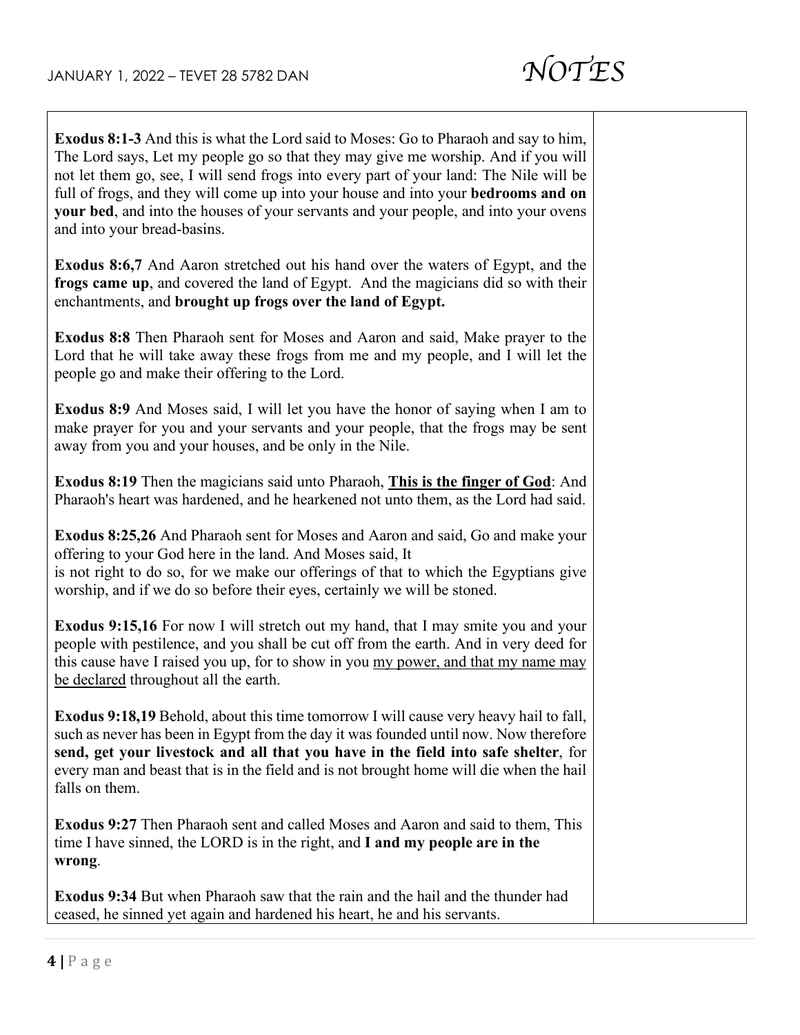**Exodus 8:1-3** And this is what the Lord said to Moses: Go to Pharaoh and say to him, The Lord says, Let my people go so that they may give me worship. And if you will not let them go, see, I will send frogs into every part of your land: The Nile will be full of frogs, and they will come up into your house and into your **bedrooms and on your bed**, and into the houses of your servants and your people, and into your ovens and into your bread-basins.

**Exodus 8:6,7** And Aaron stretched out his hand over the waters of Egypt, and the **frogs came up**, and covered the land of Egypt. And the magicians did so with their enchantments, and **brought up frogs over the land of Egypt.**

**Exodus 8:8** Then Pharaoh sent for Moses and Aaron and said, Make prayer to the Lord that he will take away these frogs from me and my people, and I will let the people go and make their offering to the Lord.

**Exodus 8:9** And Moses said, I will let you have the honor of saying when I am to make prayer for you and your servants and your people, that the frogs may be sent away from you and your houses, and be only in the Nile.

**Exodus 8:19** Then the magicians said unto Pharaoh, <u>**This is the finger of God**</u>: And Pharaoh's heart was hardened, and he hearkened not unto them, as the Lord had said.

**Exodus 8:25,26** And Pharaoh sent for Moses and Aaron and said, Go and make your offering to your God here in the land. And Moses said, It is not right to do so, for we make our offerings of that to which the Egyptians give worship, and if we do so before their eyes, certainly we will be stoned.

**Exodus 9:15,16** For now I will stretch out my hand, that I may smite you and your people with pestilence, and you shall be cut off from the earth. And in very deed for this cause have I raised you up, for to show in you <u>my power, and that my name may be declared</u> throughout all the earth.

**Exodus 9:18,19** Behold, about this time tomorrow I will cause very heavy hail to fall, such as never has been in Egypt from the day it was founded until now. Now therefore **send, get your livestock and all that you have in the field into safe shelter**, for every man and beast that is in the field and is not brought home will die when the hail falls on them.

**Exodus 9:27** Then Pharaoh sent and called Moses and Aaron and said to them, This time I have sinned, the LORD is in the right, and **I and my people are in the wrong**.

**Exodus 9:34** But when Pharaoh saw that the rain and the hail and the thunder had ceased, he sinned yet again and hardened his heart, he and his servants.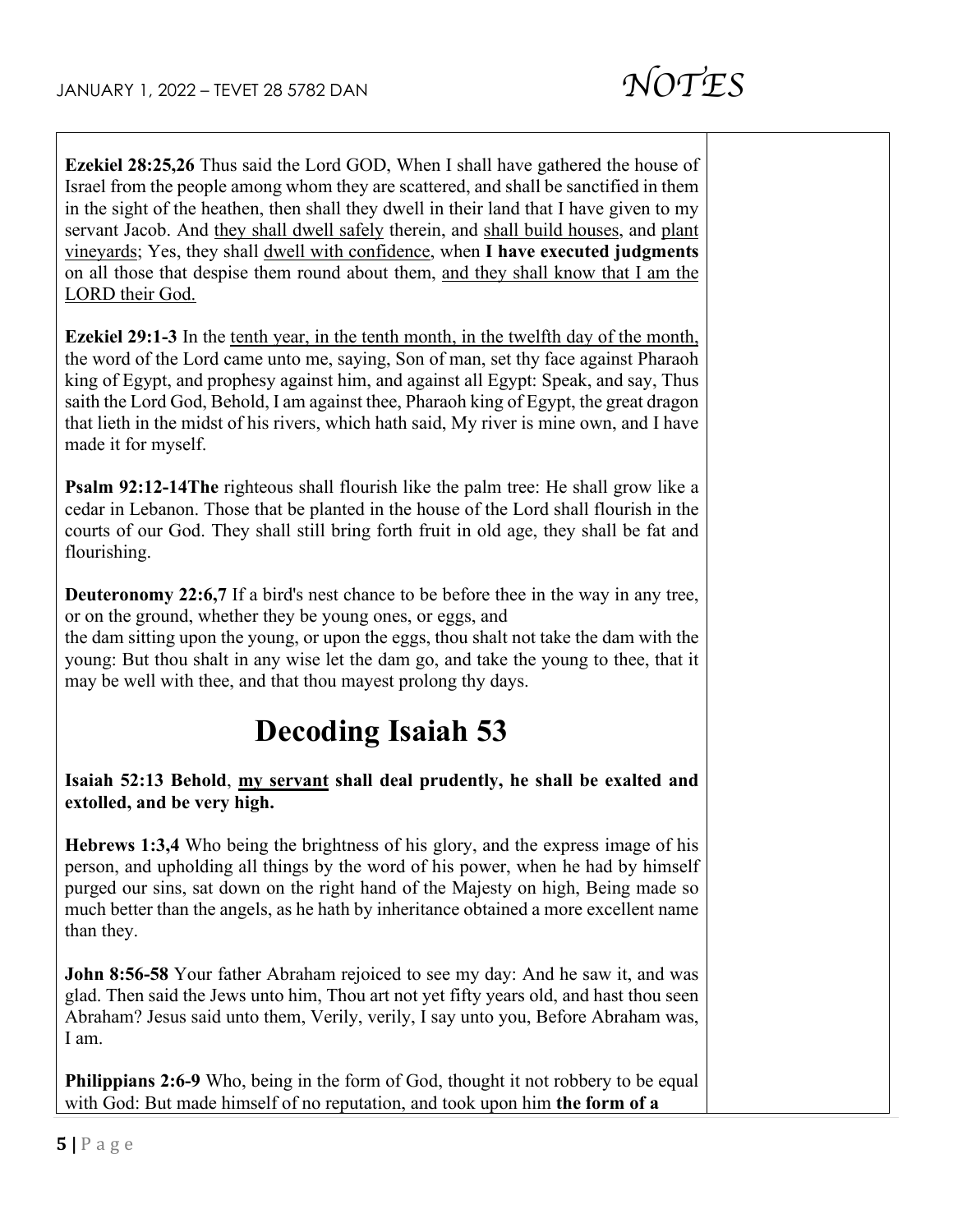**Ezekiel 28:25,26** Thus said the Lord GOD, When I shall have gathered the house of Israel from the people among whom they are scattered, and shall be sanctified in them in the sight of the heathen, then shall they dwell in their land that I have given to my servant Jacob. And <u>they shall dwell safely</u> therein, and <u>shall build houses</u>, and <u>plant vineyards</u>; Yes, they shall <u>dwell with confidence</u>, when **I have executed judgments** on all those that despise them round about them, <u>and they shall know that I am the LORD their God.</u>

**Ezekiel 29:1-3** In the <u>tenth year, in the tenth month, in the twelfth day of the month,</u> the word of the Lord came unto me, saying, Son of man, set thy face against Pharaoh king of Egypt, and prophesy against him, and against all Egypt: Speak, and say, Thus saith the Lord God, Behold, I am against thee, Pharaoh king of Egypt, the great dragon that lieth in the midst of his rivers, which hath said, My river is mine own, and I have made it for myself.

**Psalm 92:12-14The** righteous shall flourish like the palm tree: He shall grow like a cedar in Lebanon. Those that be planted in the house of the Lord shall flourish in the courts of our God. They shall still bring forth fruit in old age, they shall be fat and flourishing.

**Deuteronomy 22:6,7** If a bird's nest chance to be before thee in the way in any tree, or on the ground, whether they be young ones, or eggs, and
the dam sitting upon the young, or upon the eggs, thou shalt not take the dam with the young: But thou shalt in any wise let the dam go, and take the young to thee, that it may be well with thee, and that thou mayest prolong thy days.

# Decoding Isaiah 53

**Isaiah 52:13 Behold**, **<u>my servant</u> shall deal prudently, he shall be exalted and extolled, and be very high.**

**Hebrews 1:3,4** Who being the brightness of his glory, and the express image of his person, and upholding all things by the word of his power, when he had by himself purged our sins, sat down on the right hand of the Majesty on high, Being made so much better than the angels, as he hath by inheritance obtained a more excellent name than they.

**John 8:56-58** Your father Abraham rejoiced to see my day: And he saw it, and was glad. Then said the Jews unto him, Thou art not yet fifty years old, and hast thou seen Abraham? Jesus said unto them, Verily, verily, I say unto you, Before Abraham was, I am.

**Philippians 2:6-9** Who, being in the form of God, thought it not robbery to be equal with God: But made himself of no reputation, and took upon him **the form of a**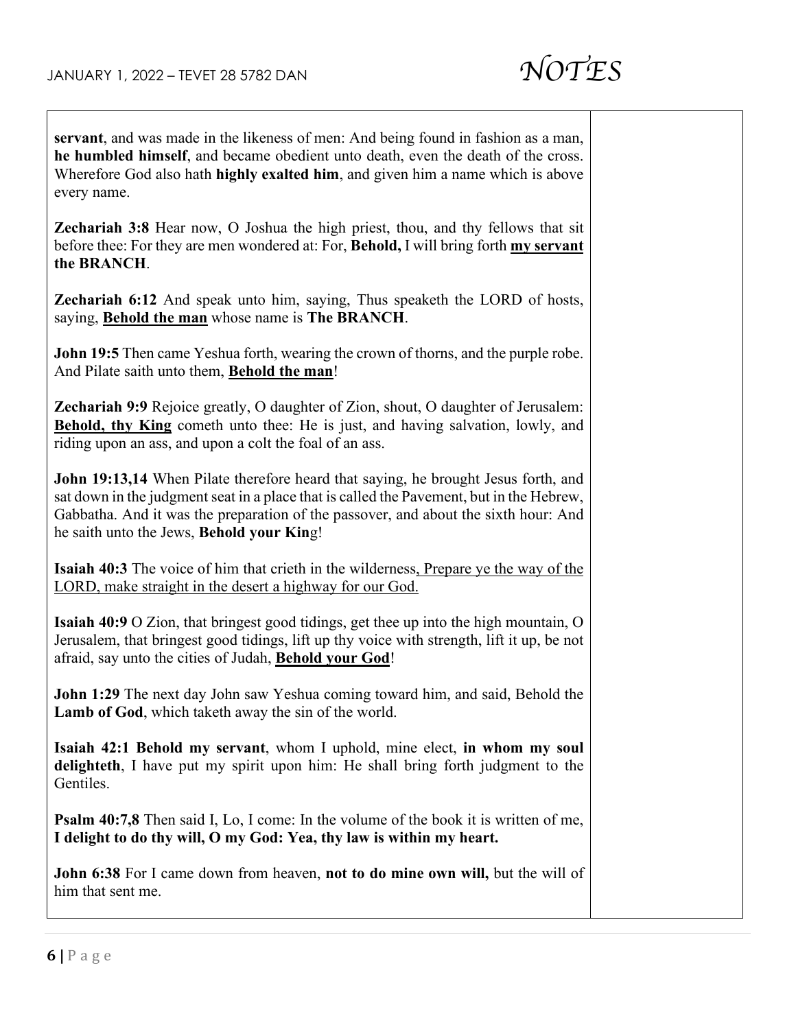**servant**, and was made in the likeness of men: And being found in fashion as a man, **he humbled himself**, and became obedient unto death, even the death of the cross. Wherefore God also hath **highly exalted him**, and given him a name which is above every name.

**Zechariah 3:8** Hear now, O Joshua the high priest, thou, and thy fellows that sit before thee: For they are men wondered at: For, **Behold,** I will bring forth **<u>my servant</u> the BRANCH**.

**Zechariah 6:12** And speak unto him, saying, Thus speaketh the LORD of hosts, saying, **<u>Behold the man</u>** whose name is **The BRANCH**.

**John 19:5** Then came Yeshua forth, wearing the crown of thorns, and the purple robe. And Pilate saith unto them, **<u>Behold the man</u>**!

**Zechariah 9:9** Rejoice greatly, O daughter of Zion, shout, O daughter of Jerusalem: **<u>Behold, thy King</u>** cometh unto thee: He is just, and having salvation, lowly, and riding upon an ass, and upon a colt the foal of an ass.

**John 19:13,14** When Pilate therefore heard that saying, he brought Jesus forth, and sat down in the judgment seat in a place that is called the Pavement, but in the Hebrew, Gabbatha. And it was the preparation of the passover, and about the sixth hour: And he saith unto the Jews, **Behold your Kin**g!

**Isaiah 40:3** The voice of him that crieth in the wilderness<u>, Prepare ye the way of the LORD, make straight in the desert a highway for our God.</u>

**Isaiah 40:9** O Zion, that bringest good tidings, get thee up into the high mountain, O Jerusalem, that bringest good tidings, lift up thy voice with strength, lift it up, be not afraid, say unto the cities of Judah, **<u>Behold your God</u>**!

**John 1:29** The next day John saw Yeshua coming toward him, and said, Behold the **Lamb of God**, which taketh away the sin of the world.

**Isaiah 42:1 Behold my servant**, whom I uphold, mine elect, **in whom my soul delighteth**, I have put my spirit upon him: He shall bring forth judgment to the Gentiles.

**Psalm 40:7,8** Then said I, Lo, I come: In the volume of the book it is written of me, **I delight to do thy will, O my God: Yea, thy law is within my heart.**

**John 6:38** For I came down from heaven, **not to do mine own will,** but the will of him that sent me.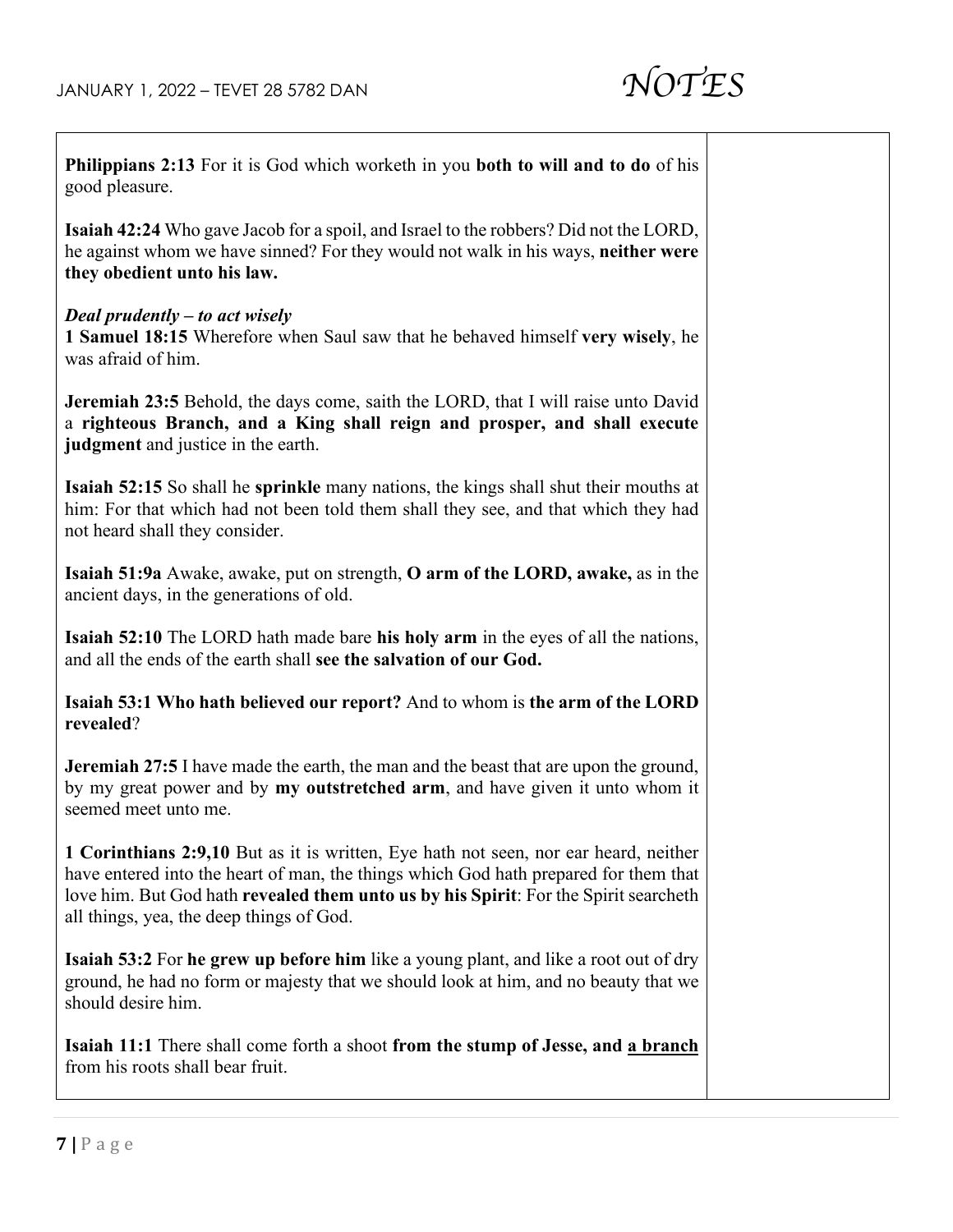**Philippians 2:13** For it is God which worketh in you **both to will and to do** of his good pleasure.

**Isaiah 42:24** Who gave Jacob for a spoil, and Israel to the robbers? Did not the LORD, he against whom we have sinned? For they would not walk in his ways, **neither were they obedient unto his law.**

***Deal prudently – to act wisely***

**1 Samuel 18:15** Wherefore when Saul saw that he behaved himself **very wisely**, he was afraid of him.

**Jeremiah 23:5** Behold, the days come, saith the LORD, that I will raise unto David a **righteous Branch, and a King shall reign and prosper, and shall execute judgment** and justice in the earth.

**Isaiah 52:15** So shall he **sprinkle** many nations, the kings shall shut their mouths at him: For that which had not been told them shall they see, and that which they had not heard shall they consider.

**Isaiah 51:9a** Awake, awake, put on strength, **O arm of the LORD, awake,** as in the ancient days, in the generations of old.

**Isaiah 52:10** The LORD hath made bare **his holy arm** in the eyes of all the nations, and all the ends of the earth shall **see the salvation of our God.**

**Isaiah 53:1 Who hath believed our report?** And to whom is **the arm of the LORD revealed**?

**Jeremiah 27:5** I have made the earth, the man and the beast that are upon the ground, by my great power and by **my outstretched arm**, and have given it unto whom it seemed meet unto me.

**1 Corinthians 2:9,10** But as it is written, Eye hath not seen, nor ear heard, neither have entered into the heart of man, the things which God hath prepared for them that love him. But God hath **revealed them unto us by his Spirit**: For the Spirit searcheth all things, yea, the deep things of God.

**Isaiah 53:2** For **he grew up before him** like a young plant, and like a root out of dry ground, he had no form or majesty that we should look at him, and no beauty that we should desire him.

**Isaiah 11:1** There shall come forth a shoot **from the stump of Jesse, and <u>a branch</u>** from his roots shall bear fruit.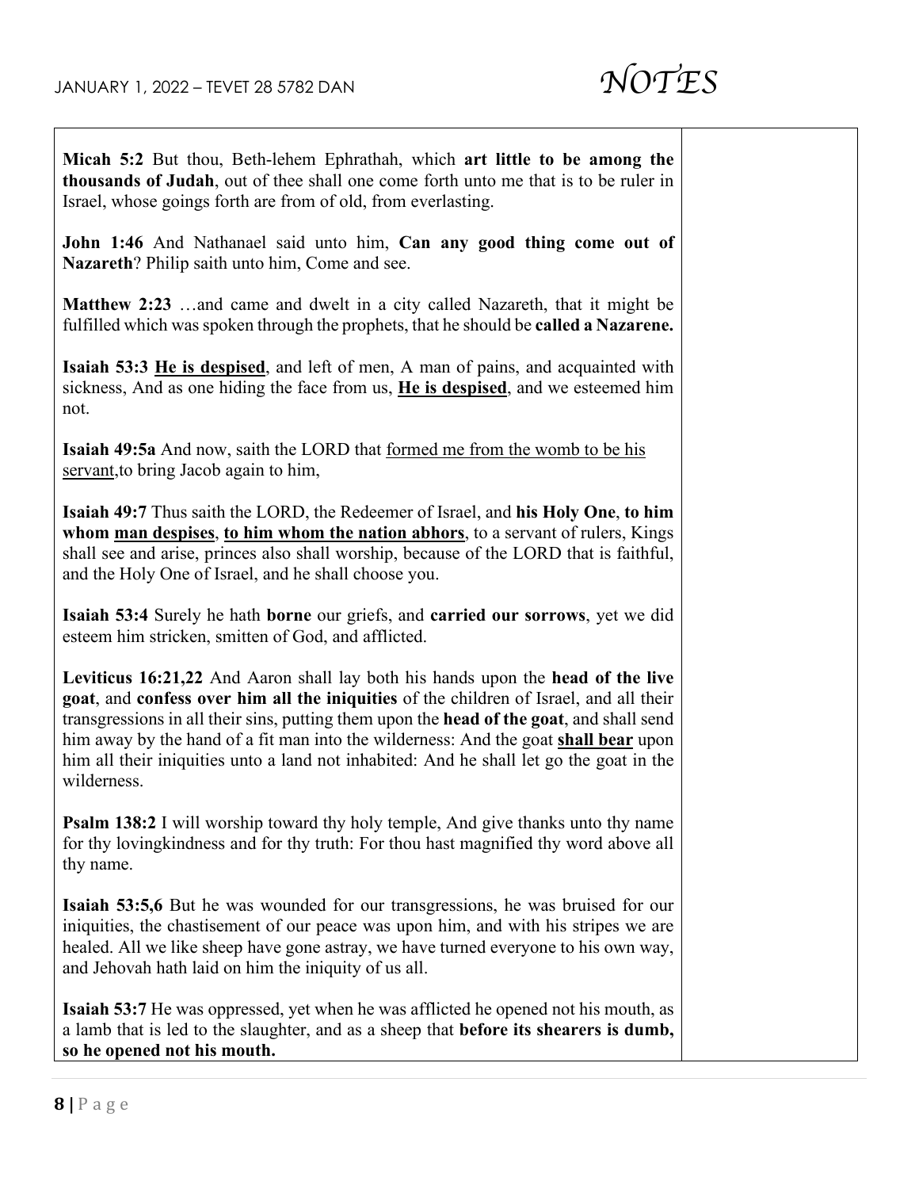**Micah 5:2** But thou, Beth-lehem Ephrathah, which **art little to be among the thousands of Judah**, out of thee shall one come forth unto me that is to be ruler in Israel, whose goings forth are from of old, from everlasting.

**John 1:46** And Nathanael said unto him, **Can any good thing come out of Nazareth**? Philip saith unto him, Come and see.

**Matthew 2:23** …and came and dwelt in a city called Nazareth, that it might be fulfilled which was spoken through the prophets, that he should be **called a Nazarene.**

**Isaiah 53:3** **<u>He is despised</u>**, and left of men, A man of pains, and acquainted with sickness, And as one hiding the face from us, **<u>He is despised</u>**, and we esteemed him not.

**Isaiah 49:5a** And now, saith the LORD that <u>formed me from the womb to be his servant</u>,to bring Jacob again to him,

**Isaiah 49:7** Thus saith the LORD, the Redeemer of Israel, and **his Holy One**, **to him whom <u>man despises</u>**, **<u>to him whom the nation abhors</u>**, to a servant of rulers, Kings shall see and arise, princes also shall worship, because of the LORD that is faithful, and the Holy One of Israel, and he shall choose you.

**Isaiah 53:4** Surely he hath **borne** our griefs, and **carried our sorrows**, yet we did esteem him stricken, smitten of God, and afflicted.

**Leviticus 16:21,22** And Aaron shall lay both his hands upon the **head of the live goat**, and **confess over him all the iniquities** of the children of Israel, and all their transgressions in all their sins, putting them upon the **head of the goat**, and shall send him away by the hand of a fit man into the wilderness: And the goat **<u>shall bear</u>** upon him all their iniquities unto a land not inhabited: And he shall let go the goat in the wilderness.

**Psalm 138:2** I will worship toward thy holy temple, And give thanks unto thy name for thy lovingkindness and for thy truth: For thou hast magnified thy word above all thy name.

**Isaiah 53:5,6** But he was wounded for our transgressions, he was bruised for our iniquities, the chastisement of our peace was upon him, and with his stripes we are healed. All we like sheep have gone astray, we have turned everyone to his own way, and Jehovah hath laid on him the iniquity of us all.

**Isaiah 53:7** He was oppressed, yet when he was afflicted he opened not his mouth, as a lamb that is led to the slaughter, and as a sheep that **before its shearers is dumb, so he opened not his mouth.**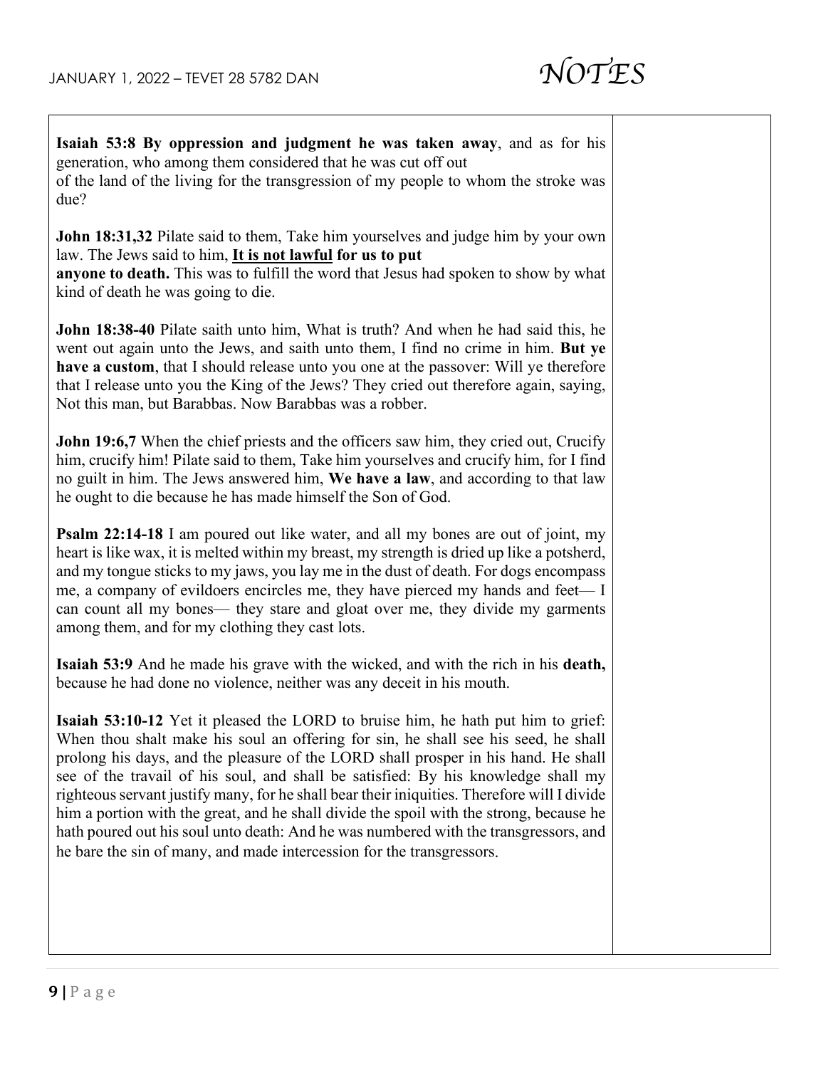**Isaiah 53:8 By oppression and judgment he was taken away**, and as for his generation, who among them considered that he was cut off out of the land of the living for the transgression of my people to whom the stroke was due?

**John 18:31,32** Pilate said to them, Take him yourselves and judge him by your own law. The Jews said to him, **<u>It is not lawful</u> for us to put anyone to death.** This was to fulfill the word that Jesus had spoken to show by what kind of death he was going to die.

**John 18:38-40** Pilate saith unto him, What is truth? And when he had said this, he went out again unto the Jews, and saith unto them, I find no crime in him. **But ye have a custom**, that I should release unto you one at the passover: Will ye therefore that I release unto you the King of the Jews? They cried out therefore again, saying, Not this man, but Barabbas. Now Barabbas was a robber.

**John 19:6,7** When the chief priests and the officers saw him, they cried out, Crucify him, crucify him! Pilate said to them, Take him yourselves and crucify him, for I find no guilt in him. The Jews answered him, **We have a law**, and according to that law he ought to die because he has made himself the Son of God.

**Psalm 22:14-18** I am poured out like water, and all my bones are out of joint, my heart is like wax, it is melted within my breast, my strength is dried up like a potsherd, and my tongue sticks to my jaws, you lay me in the dust of death. For dogs encompass me, a company of evildoers encircles me, they have pierced my hands and feet— I can count all my bones— they stare and gloat over me, they divide my garments among them, and for my clothing they cast lots.

**Isaiah 53:9** And he made his grave with the wicked, and with the rich in his **death,** because he had done no violence, neither was any deceit in his mouth.

**Isaiah 53:10-12** Yet it pleased the LORD to bruise him, he hath put him to grief: When thou shalt make his soul an offering for sin, he shall see his seed, he shall prolong his days, and the pleasure of the LORD shall prosper in his hand. He shall see of the travail of his soul, and shall be satisfied: By his knowledge shall my righteous servant justify many, for he shall bear their iniquities. Therefore will I divide him a portion with the great, and he shall divide the spoil with the strong, because he hath poured out his soul unto death: And he was numbered with the transgressors, and he bare the sin of many, and made intercession for the transgressors.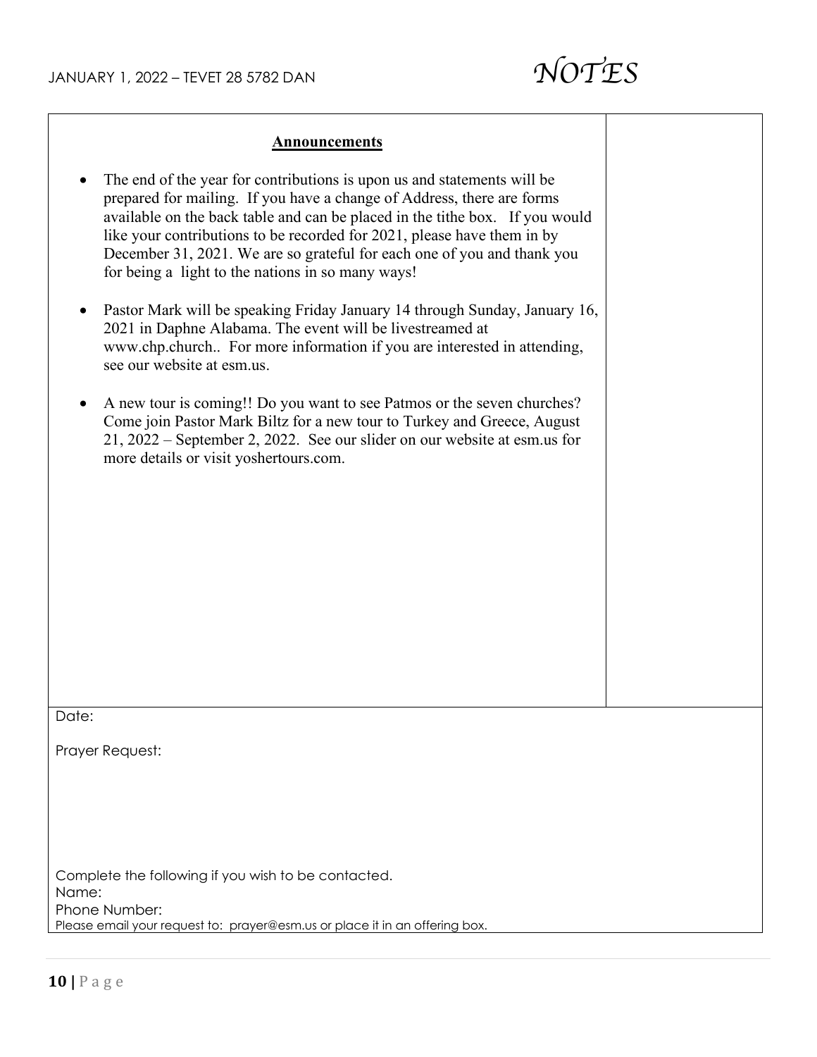## Announcements

- The end of the year for contributions is upon us and statements will be prepared for mailing. If you have a change of Address, there are forms available on the back table and can be placed in the tithe box. If you would like your contributions to be recorded for 2021, please have them in by December 31, 2021. We are so grateful for each one of you and thank you for being a light to the nations in so many ways!

- Pastor Mark will be speaking Friday January 14 through Sunday, January 16, 2021 in Daphne Alabama. The event will be livestreamed at www.chp.church.. For more information if you are interested in attending, see our website at esm.us.

- A new tour is coming!! Do you want to see Patmos or the seven churches? Come join Pastor Mark Biltz for a new tour to Turkey and Greece, August 21, 2022 – September 2, 2022. See our slider on our website at esm.us for more details or visit yoshertours.com.

Date:

Prayer Request:

Complete the following if you wish to be contacted.
Name:
Phone Number:
Please email your request to: prayer@esm.us or place it in an offering box.